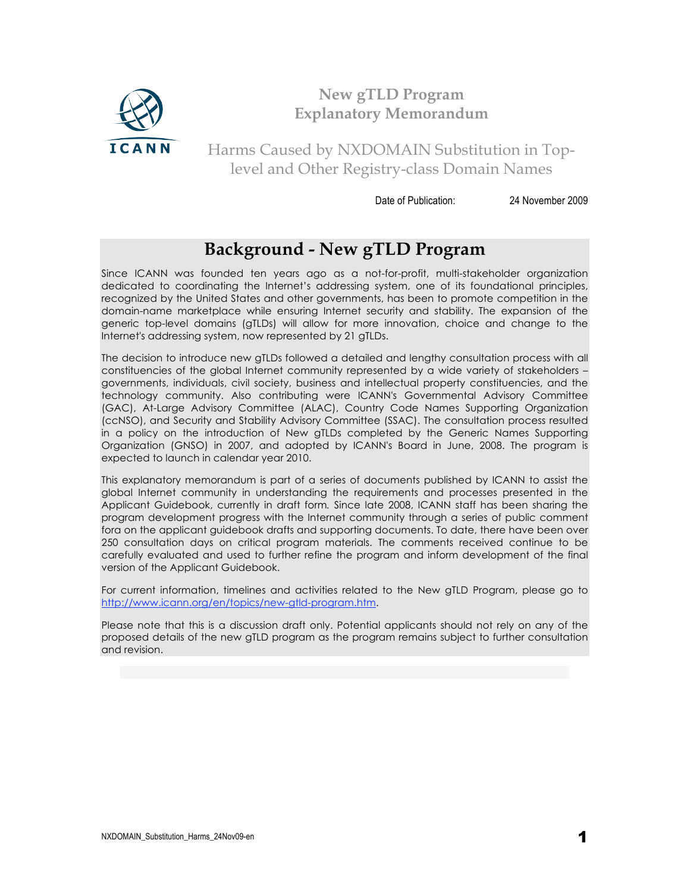# New gTLD Program Explanatory Memorandum

## Harms Caused by NXDOMAIN Substitution in Top-level and Other Registry-class Domain Names

Date of Publication: 24 November 2009

## Background - New gTLD Program

Since ICANN was founded ten years ago as a not-for-profit, multi-stakeholder organization dedicated to coordinating the Internet's addressing system, one of its foundational principles, recognized by the United States and other governments, has been to promote competition in the domain-name marketplace while ensuring Internet security and stability. The expansion of the generic top-level domains (gTLDs) will allow for more innovation, choice and change to the Internet's addressing system, now represented by 21 gTLDs.

The decision to introduce new gTLDs followed a detailed and lengthy consultation process with all constituencies of the global Internet community represented by a wide variety of stakeholders – governments, individuals, civil society, business and intellectual property constituencies, and the technology community. Also contributing were ICANN's Governmental Advisory Committee (GAC), At-Large Advisory Committee (ALAC), Country Code Names Supporting Organization (ccNSO), and Security and Stability Advisory Committee (SSAC). The consultation process resulted in a policy on the introduction of New gTLDs completed by the Generic Names Supporting Organization (GNSO) in 2007, and adopted by ICANN's Board in June, 2008. The program is expected to launch in calendar year 2010.

This explanatory memorandum is part of a series of documents published by ICANN to assist the global Internet community in understanding the requirements and processes presented in the Applicant Guidebook, currently in draft form. Since late 2008, ICANN staff has been sharing the program development progress with the Internet community through a series of public comment fora on the applicant guidebook drafts and supporting documents. To date, there have been over 250 consultation days on critical program materials. The comments received continue to be carefully evaluated and used to further refine the program and inform development of the final version of the Applicant Guidebook.

For current information, timelines and activities related to the New gTLD Program, please go to http://www.icann.org/en/topics/new-gtld-program.htm.

Please note that this is a discussion draft only. Potential applicants should not rely on any of the proposed details of the new gTLD program as the program remains subject to further consultation and revision.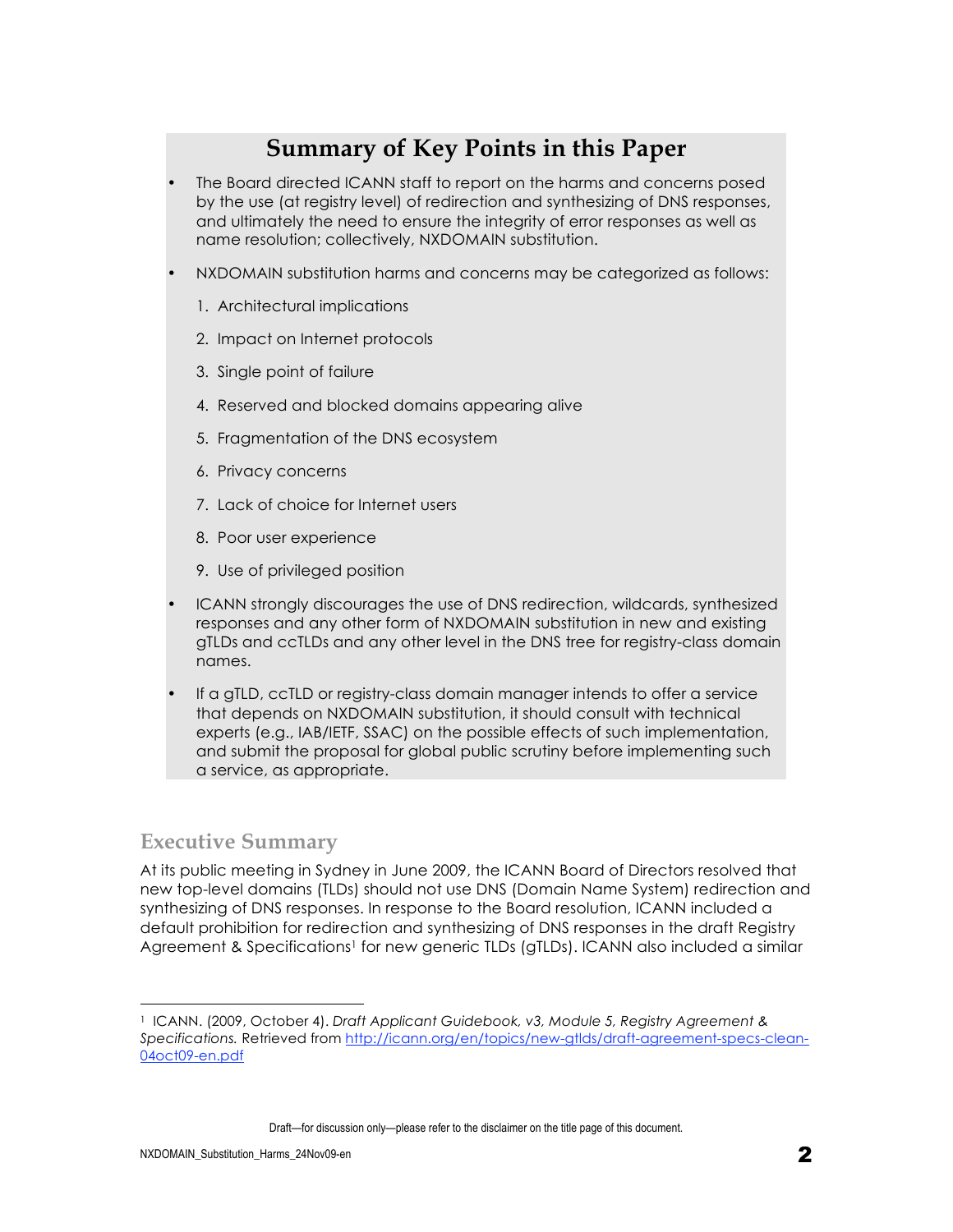## Summary of Key Points in this Paper

- The Board directed ICANN staff to report on the harms and concerns posed by the use (at registry level) of redirection and synthesizing of DNS responses, and ultimately the need to ensure the integrity of error responses as well as name resolution; collectively, NXDOMAIN substitution.
- NXDOMAIN substitution harms and concerns may be categorized as follows:
  1. Architectural implications
  2. Impact on Internet protocols
  3. Single point of failure
  4. Reserved and blocked domains appearing alive
  5. Fragmentation of the DNS ecosystem
  6. Privacy concerns
  7. Lack of choice for Internet users
  8. Poor user experience
  9. Use of privileged position
- ICANN strongly discourages the use of DNS redirection, wildcards, synthesized responses and any other form of NXDOMAIN substitution in new and existing gTLDs and ccTLDs and any other level in the DNS tree for registry-class domain names.
- If a gTLD, ccTLD or registry-class domain manager intends to offer a service that depends on NXDOMAIN substitution, it should consult with technical experts (e.g., IAB/IETF, SSAC) on the possible effects of such implementation, and submit the proposal for global public scrutiny before implementing such a service, as appropriate.

## Executive Summary

At its public meeting in Sydney in June 2009, the ICANN Board of Directors resolved that new top-level domains (TLDs) should not use DNS (Domain Name System) redirection and synthesizing of DNS responses. In response to the Board resolution, ICANN included a default prohibition for redirection and synthesizing of DNS responses in the draft Registry Agreement & Specifications[1] for new generic TLDs (gTLDs). ICANN also included a similar

---

[1] ICANN. (2009, October 4). *Draft Applicant Guidebook, v3, Module 5, Registry Agreement & Specifications.* Retrieved from http://icann.org/en/topics/new-gtlds/draft-agreement-specs-clean-04oct09-en.pdf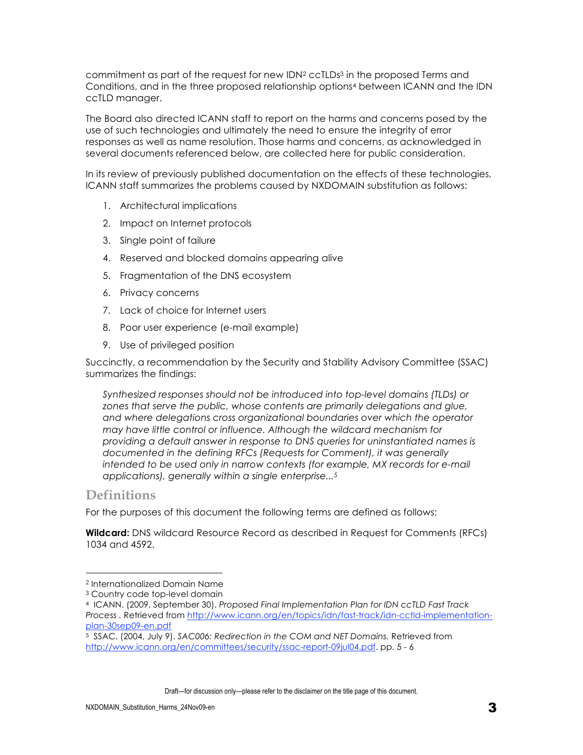commitment as part of the request for new IDN[2] ccTLDs[3] in the proposed Terms and Conditions, and in the three proposed relationship options[4] between ICANN and the IDN ccTLD manager.

The Board also directed ICANN staff to report on the harms and concerns posed by the use of such technologies and ultimately the need to ensure the integrity of error responses as well as name resolution. Those harms and concerns, as acknowledged in several documents referenced below, are collected here for public consideration.

In its review of previously published documentation on the effects of these technologies, ICANN staff summarizes the problems caused by NXDOMAIN substitution as follows:

1. Architectural implications
2. Impact on Internet protocols
3. Single point of failure
4. Reserved and blocked domains appearing alive
5. Fragmentation of the DNS ecosystem
6. Privacy concerns
7. Lack of choice for Internet users
8. Poor user experience (e-mail example)
9. Use of privileged position

Succinctly, a recommendation by the Security and Stability Advisory Committee (SSAC) summarizes the findings:

> *Synthesized responses should not be introduced into top-level domains (TLDs) or zones that serve the public, whose contents are primarily delegations and glue, and where delegations cross organizational boundaries over which the operator may have little control or influence. Although the wildcard mechanism for providing a default answer in response to DNS queries for uninstantiated names is documented in the defining RFCs (Requests for Comment), it was generally intended to be used only in narrow contexts (for example, MX records for e-mail applications), generally within a single enterprise...*[5]

## Definitions

For the purposes of this document the following terms are defined as follows:

**Wildcard:** DNS wildcard Resource Record as described in Request for Comments (RFCs) 1034 and 4592.

---

[2] Internationalized Domain Name

[3] Country code top-level domain

[4] ICANN. (2009, September 30). *Proposed Final Implementation Plan for IDN ccTLD Fast Track Process*. Retrieved from http://www.icann.org/en/topics/idn/fast-track/idn-cctld-implementation-plan-30sep09-en.pdf

[5] SSAC. (2004, July 9). *SAC006: Redirection in the COM and NET Domains.* Retrieved from http://www.icann.org/en/committees/security/ssac-report-09jul04.pdf. pp. 5 - 6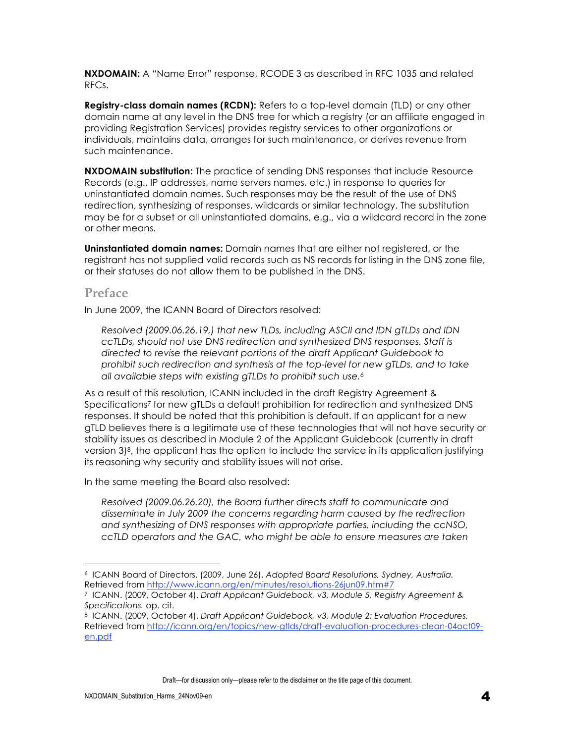**NXDOMAIN:** A "Name Error" response, RCODE 3 as described in RFC 1035 and related RFCs.

**Registry-class domain names (RCDN):** Refers to a top-level domain (TLD) or any other domain name at any level in the DNS tree for which a registry (or an affiliate engaged in providing Registration Services) provides registry services to other organizations or individuals, maintains data, arranges for such maintenance, or derives revenue from such maintenance.

**NXDOMAIN substitution:** The practice of sending DNS responses that include Resource Records (e.g., IP addresses, name servers names, etc.) in response to queries for uninstantiated domain names. Such responses may be the result of the use of DNS redirection, synthesizing of responses, wildcards or similar technology. The substitution may be for a subset or all uninstantiated domains, e.g., via a wildcard record in the zone or other means.

**Uninstantiated domain names:** Domain names that are either not registered, or the registrant has not supplied valid records such as NS records for listing in the DNS zone file, or their statuses do not allow them to be published in the DNS.

## Preface

In June 2009, the ICANN Board of Directors resolved:

> *Resolved (2009.06.26.19,) that new TLDs, including ASCII and IDN gTLDs and IDN ccTLDs, should not use DNS redirection and synthesized DNS responses. Staff is directed to revise the relevant portions of the draft Applicant Guidebook to prohibit such redirection and synthesis at the top-level for new gTLDs, and to take all available steps with existing gTLDs to prohibit such use.*[6]

As a result of this resolution, ICANN included in the draft Registry Agreement & Specifications[7] for new gTLDs a default prohibition for redirection and synthesized DNS responses. It should be noted that this prohibition is default. If an applicant for a new gTLD believes there is a legitimate use of these technologies that will not have security or stability issues as described in Module 2 of the Applicant Guidebook (currently in draft version 3)[8], the applicant has the option to include the service in its application justifying its reasoning why security and stability issues will not arise.

In the same meeting the Board also resolved:

> *Resolved (2009.06.26.20), the Board further directs staff to communicate and disseminate in July 2009 the concerns regarding harm caused by the redirection and synthesizing of DNS responses with appropriate parties, including the ccNSO, ccTLD operators and the GAC, who might be able to ensure measures are taken*

---

[6] ICANN Board of Directors. (2009, June 26). *Adopted Board Resolutions, Sydney, Australia.* Retrieved from http://www.icann.org/en/minutes/resolutions-26jun09.htm#7

[7] ICANN. (2009, October 4). *Draft Applicant Guidebook, v3, Module 5, Registry Agreement & Specifications.* op. cit.

[8] ICANN. (2009, October 4). *Draft Applicant Guidebook, v3, Module 2: Evaluation Procedures.* Retrieved from http://icann.org/en/topics/new-gtlds/draft-evaluation-procedures-clean-04oct09-en.pdf

Draft—for discussion only—please refer to the disclaimer on the title page of this document.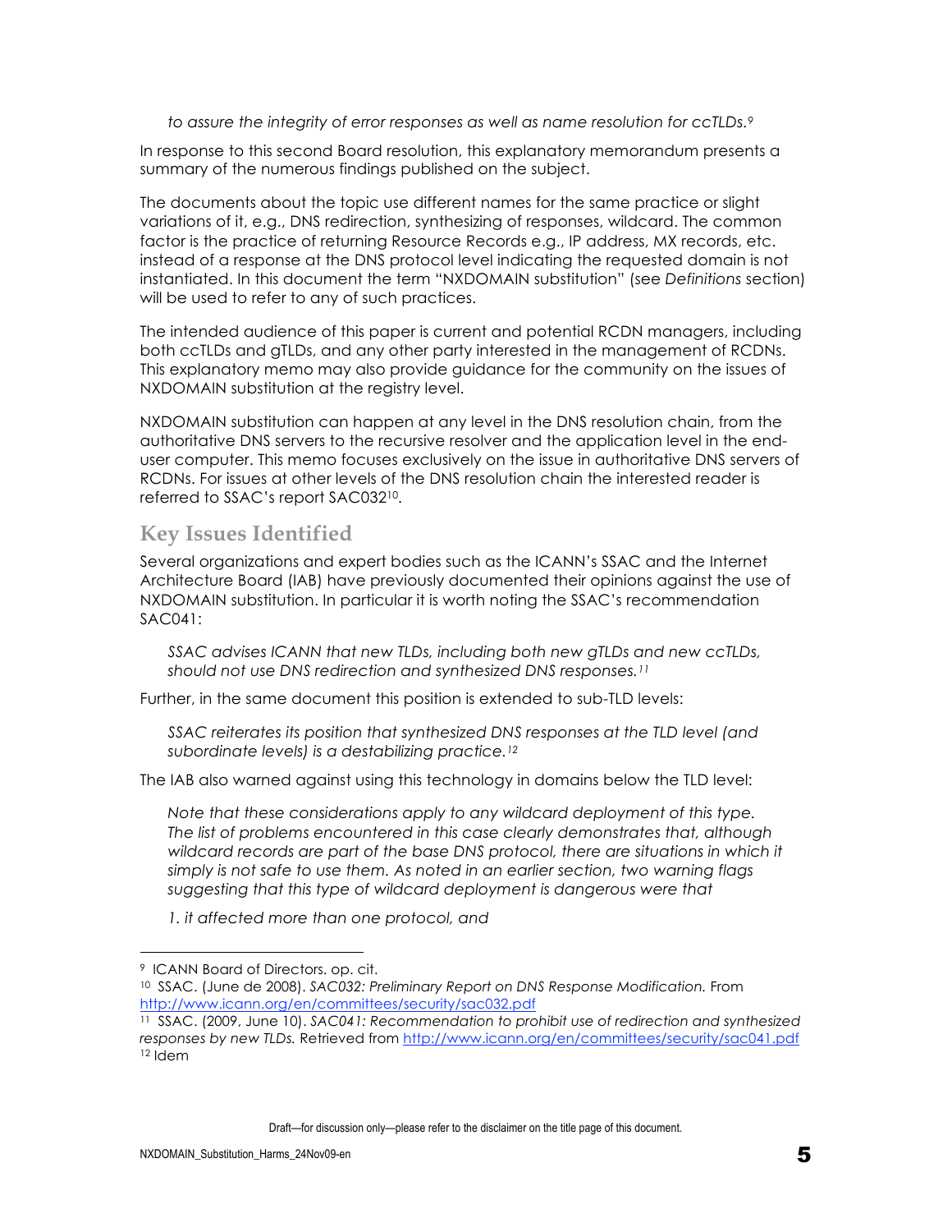*to assure the integrity of error responses as well as name resolution for ccTLDs.*[9]

In response to this second Board resolution, this explanatory memorandum presents a summary of the numerous findings published on the subject.

The documents about the topic use different names for the same practice or slight variations of it, e.g., DNS redirection, synthesizing of responses, wildcard. The common factor is the practice of returning Resource Records e.g., IP address, MX records, etc. instead of a response at the DNS protocol level indicating the requested domain is not instantiated. In this document the term "NXDOMAIN substitution" (see *Definitions* section) will be used to refer to any of such practices.

The intended audience of this paper is current and potential RCDN managers, including both ccTLDs and gTLDs, and any other party interested in the management of RCDNs. This explanatory memo may also provide guidance for the community on the issues of NXDOMAIN substitution at the registry level.

NXDOMAIN substitution can happen at any level in the DNS resolution chain, from the authoritative DNS servers to the recursive resolver and the application level in the end-user computer. This memo focuses exclusively on the issue in authoritative DNS servers of RCDNs. For issues at other levels of the DNS resolution chain the interested reader is referred to SSAC's report SAC032[10].

## Key Issues Identified

Several organizations and expert bodies such as the ICANN's SSAC and the Internet Architecture Board (IAB) have previously documented their opinions against the use of NXDOMAIN substitution. In particular it is worth noting the SSAC's recommendation SAC041:

> *SSAC advises ICANN that new TLDs, including both new gTLDs and new ccTLDs, should not use DNS redirection and synthesized DNS responses.*[11]

Further, in the same document this position is extended to sub-TLD levels:

> *SSAC reiterates its position that synthesized DNS responses at the TLD level (and subordinate levels) is a destabilizing practice.*[12]

The IAB also warned against using this technology in domains below the TLD level:

> *Note that these considerations apply to any wildcard deployment of this type. The list of problems encountered in this case clearly demonstrates that, although wildcard records are part of the base DNS protocol, there are situations in which it simply is not safe to use them. As noted in an earlier section, two warning flags suggesting that this type of wildcard deployment is dangerous were that*
>
> *1. it affected more than one protocol, and*

---

[9] ICANN Board of Directors. op. cit.

[10] SSAC. (June de 2008). *SAC032: Preliminary Report on DNS Response Modification.* From http://www.icann.org/en/committees/security/sac032.pdf

[11] SSAC. (2009, June 10). *SAC041: Recommendation to prohibit use of redirection and synthesized responses by new TLDs.* Retrieved from http://www.icann.org/en/committees/security/sac041.pdf

[12] Idem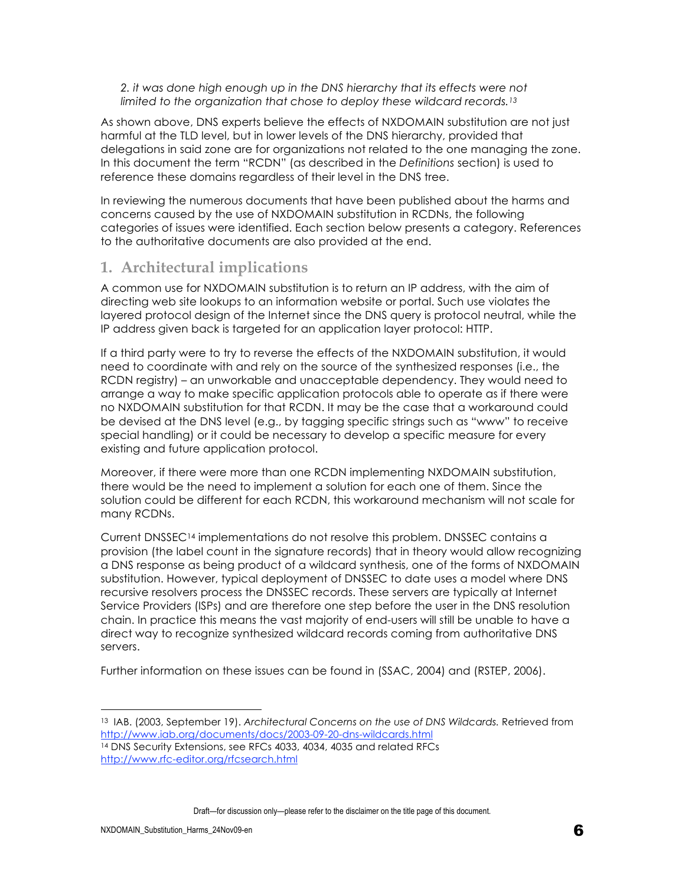*2. it was done high enough up in the DNS hierarchy that its effects were not limited to the organization that chose to deploy these wildcard records.*[13]

As shown above, DNS experts believe the effects of NXDOMAIN substitution are not just harmful at the TLD level, but in lower levels of the DNS hierarchy, provided that delegations in said zone are for organizations not related to the one managing the zone. In this document the term "RCDN" (as described in the *Definitions* section) is used to reference these domains regardless of their level in the DNS tree.

In reviewing the numerous documents that have been published about the harms and concerns caused by the use of NXDOMAIN substitution in RCDNs, the following categories of issues were identified. Each section below presents a category. References to the authoritative documents are also provided at the end.

## 1. Architectural implications

A common use for NXDOMAIN substitution is to return an IP address, with the aim of directing web site lookups to an information website or portal. Such use violates the layered protocol design of the Internet since the DNS query is protocol neutral, while the IP address given back is targeted for an application layer protocol: HTTP.

If a third party were to try to reverse the effects of the NXDOMAIN substitution, it would need to coordinate with and rely on the source of the synthesized responses (i.e., the RCDN registry) – an unworkable and unacceptable dependency. They would need to arrange a way to make specific application protocols able to operate as if there were no NXDOMAIN substitution for that RCDN. It may be the case that a workaround could be devised at the DNS level (e.g., by tagging specific strings such as "www" to receive special handling) or it could be necessary to develop a specific measure for every existing and future application protocol.

Moreover, if there were more than one RCDN implementing NXDOMAIN substitution, there would be the need to implement a solution for each one of them. Since the solution could be different for each RCDN, this workaround mechanism will not scale for many RCDNs.

Current DNSSEC[14] implementations do not resolve this problem. DNSSEC contains a provision (the label count in the signature records) that in theory would allow recognizing a DNS response as being product of a wildcard synthesis, one of the forms of NXDOMAIN substitution. However, typical deployment of DNSSEC to date uses a model where DNS recursive resolvers process the DNSSEC records. These servers are typically at Internet Service Providers (ISPs) and are therefore one step before the user in the DNS resolution chain. In practice this means the vast majority of end-users will still be unable to have a direct way to recognize synthesized wildcard records coming from authoritative DNS servers.

Further information on these issues can be found in (SSAC, 2004) and (RSTEP, 2006).

---

[13] IAB. (2003, September 19). *Architectural Concerns on the use of DNS Wildcards.* Retrieved from http://www.iab.org/documents/docs/2003-09-20-dns-wildcards.html

[14] DNS Security Extensions, see RFCs 4033, 4034, 4035 and related RFCs http://www.rfc-editor.org/rfcsearch.html

Draft—for discussion only—please refer to the disclaimer on the title page of this document.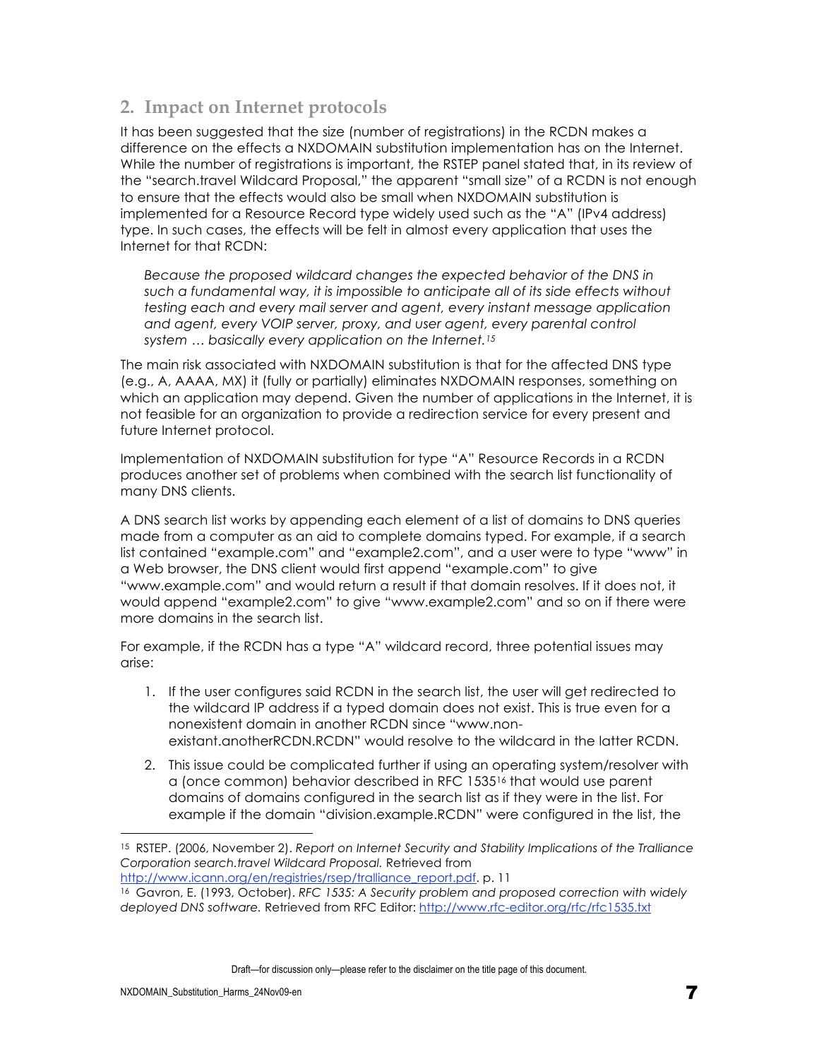## 2. Impact on Internet protocols

It has been suggested that the size (number of registrations) in the RCDN makes a difference on the effects a NXDOMAIN substitution implementation has on the Internet. While the number of registrations is important, the RSTEP panel stated that, in its review of the "search.travel Wildcard Proposal," the apparent "small size" of a RCDN is not enough to ensure that the effects would also be small when NXDOMAIN substitution is implemented for a Resource Record type widely used such as the "A" (IPv4 address) type. In such cases, the effects will be felt in almost every application that uses the Internet for that RCDN:

> *Because the proposed wildcard changes the expected behavior of the DNS in such a fundamental way, it is impossible to anticipate all of its side effects without testing each and every mail server and agent, every instant message application and agent, every VOIP server, proxy, and user agent, every parental control system … basically every application on the Internet.*[15]

The main risk associated with NXDOMAIN substitution is that for the affected DNS type (e.g., A, AAAA, MX) it (fully or partially) eliminates NXDOMAIN responses, something on which an application may depend. Given the number of applications in the Internet, it is not feasible for an organization to provide a redirection service for every present and future Internet protocol.

Implementation of NXDOMAIN substitution for type "A" Resource Records in a RCDN produces another set of problems when combined with the search list functionality of many DNS clients.

A DNS search list works by appending each element of a list of domains to DNS queries made from a computer as an aid to complete domains typed. For example, if a search list contained "example.com" and "example2.com", and a user were to type "www" in a Web browser, the DNS client would first append "example.com" to give "www.example.com" and would return a result if that domain resolves. If it does not, it would append "example2.com" to give "www.example2.com" and so on if there were more domains in the search list.

For example, if the RCDN has a type "A" wildcard record, three potential issues may arise:

1. If the user configures said RCDN in the search list, the user will get redirected to the wildcard IP address if a typed domain does not exist. This is true even for a nonexistent domain in another RCDN since "www.non-existant.anotherRCDN.RCDN" would resolve to the wildcard in the latter RCDN.
2. This issue could be complicated further if using an operating system/resolver with a (once common) behavior described in RFC 1535[16] that would use parent domains of domains configured in the search list as if they were in the list. For example if the domain "division.example.RCDN" were configured in the list, the

---

[15] RSTEP. (2006, November 2). *Report on Internet Security and Stability Implications of the Tralliance Corporation search.travel Wildcard Proposal.* Retrieved from http://www.icann.org/en/registries/rsep/tralliance_report.pdf. p. 11

[16] Gavron, E. (1993, October). *RFC 1535: A Security problem and proposed correction with widely deployed DNS software.* Retrieved from RFC Editor: http://www.rfc-editor.org/rfc/rfc1535.txt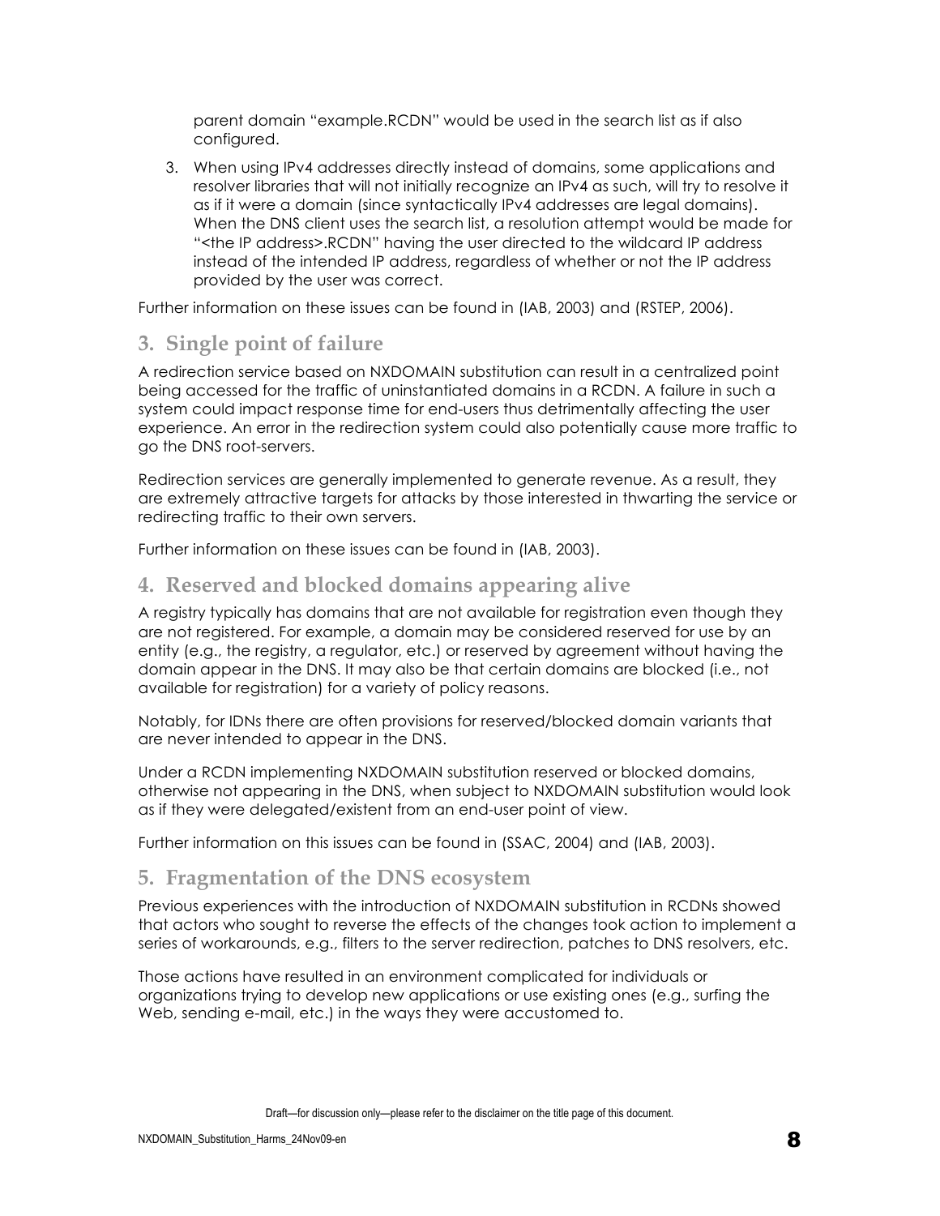parent domain “example.RCDN” would be used in the search list as if also configured.

3. When using IPv4 addresses directly instead of domains, some applications and resolver libraries that will not initially recognize an IPv4 as such, will try to resolve it as if it were a domain (since syntactically IPv4 addresses are legal domains). When the DNS client uses the search list, a resolution attempt would be made for “<the IP address>.RCDN” having the user directed to the wildcard IP address instead of the intended IP address, regardless of whether or not the IP address provided by the user was correct.

Further information on these issues can be found in (IAB, 2003) and (RSTEP, 2006).

## 3. Single point of failure

A redirection service based on NXDOMAIN substitution can result in a centralized point being accessed for the traffic of uninstantiated domains in a RCDN. A failure in such a system could impact response time for end-users thus detrimentally affecting the user experience. An error in the redirection system could also potentially cause more traffic to go the DNS root-servers.

Redirection services are generally implemented to generate revenue. As a result, they are extremely attractive targets for attacks by those interested in thwarting the service or redirecting traffic to their own servers.

Further information on these issues can be found in (IAB, 2003).

## 4. Reserved and blocked domains appearing alive

A registry typically has domains that are not available for registration even though they are not registered. For example, a domain may be considered reserved for use by an entity (e.g., the registry, a regulator, etc.) or reserved by agreement without having the domain appear in the DNS. It may also be that certain domains are blocked (i.e., not available for registration) for a variety of policy reasons.

Notably, for IDNs there are often provisions for reserved/blocked domain variants that are never intended to appear in the DNS.

Under a RCDN implementing NXDOMAIN substitution reserved or blocked domains, otherwise not appearing in the DNS, when subject to NXDOMAIN substitution would look as if they were delegated/existent from an end-user point of view.

Further information on this issues can be found in (SSAC, 2004) and (IAB, 2003).

## 5. Fragmentation of the DNS ecosystem

Previous experiences with the introduction of NXDOMAIN substitution in RCDNs showed that actors who sought to reverse the effects of the changes took action to implement a series of workarounds, e.g., filters to the server redirection, patches to DNS resolvers, etc.

Those actions have resulted in an environment complicated for individuals or organizations trying to develop new applications or use existing ones (e.g., surfing the Web, sending e-mail, etc.) in the ways they were accustomed to.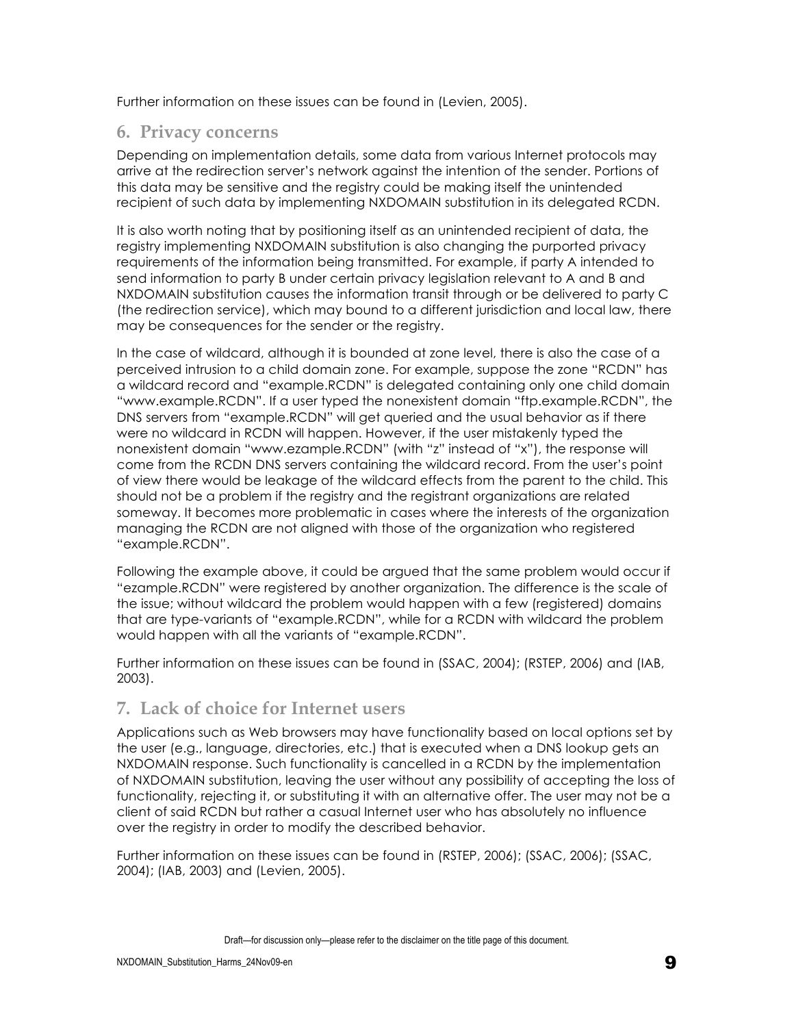Further information on these issues can be found in (Levien, 2005).

## 6. Privacy concerns

Depending on implementation details, some data from various Internet protocols may arrive at the redirection server's network against the intention of the sender. Portions of this data may be sensitive and the registry could be making itself the unintended recipient of such data by implementing NXDOMAIN substitution in its delegated RCDN.

It is also worth noting that by positioning itself as an unintended recipient of data, the registry implementing NXDOMAIN substitution is also changing the purported privacy requirements of the information being transmitted. For example, if party A intended to send information to party B under certain privacy legislation relevant to A and B and NXDOMAIN substitution causes the information transit through or be delivered to party C (the redirection service), which may bound to a different jurisdiction and local law, there may be consequences for the sender or the registry.

In the case of wildcard, although it is bounded at zone level, there is also the case of a perceived intrusion to a child domain zone. For example, suppose the zone "RCDN" has a wildcard record and "example.RCDN" is delegated containing only one child domain "www.example.RCDN". If a user typed the nonexistent domain "ftp.example.RCDN", the DNS servers from "example.RCDN" will get queried and the usual behavior as if there were no wildcard in RCDN will happen. However, if the user mistakenly typed the nonexistent domain "www.ezample.RCDN" (with "z" instead of "x"), the response will come from the RCDN DNS servers containing the wildcard record. From the user's point of view there would be leakage of the wildcard effects from the parent to the child. This should not be a problem if the registry and the registrant organizations are related someway. It becomes more problematic in cases where the interests of the organization managing the RCDN are not aligned with those of the organization who registered "example.RCDN".

Following the example above, it could be argued that the same problem would occur if "ezample.RCDN" were registered by another organization. The difference is the scale of the issue; without wildcard the problem would happen with a few (registered) domains that are type-variants of "example.RCDN", while for a RCDN with wildcard the problem would happen with all the variants of "example.RCDN".

Further information on these issues can be found in (SSAC, 2004); (RSTEP, 2006) and (IAB, 2003).

## 7. Lack of choice for Internet users

Applications such as Web browsers may have functionality based on local options set by the user (e.g., language, directories, etc.) that is executed when a DNS lookup gets an NXDOMAIN response. Such functionality is cancelled in a RCDN by the implementation of NXDOMAIN substitution, leaving the user without any possibility of accepting the loss of functionality, rejecting it, or substituting it with an alternative offer. The user may not be a client of said RCDN but rather a casual Internet user who has absolutely no influence over the registry in order to modify the described behavior.

Further information on these issues can be found in (RSTEP, 2006); (SSAC, 2006); (SSAC, 2004); (IAB, 2003) and (Levien, 2005).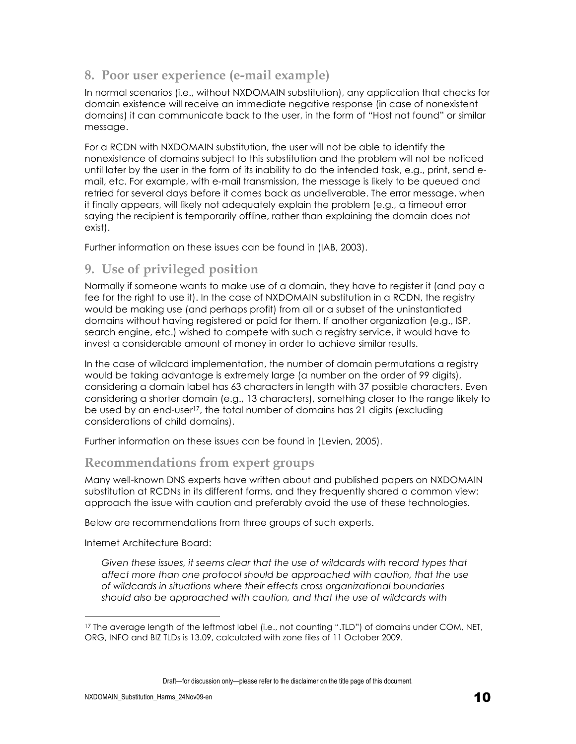## 8. Poor user experience (e-mail example)

In normal scenarios (i.e., without NXDOMAIN substitution), any application that checks for domain existence will receive an immediate negative response (in case of nonexistent domains) it can communicate back to the user, in the form of "Host not found" or similar message.

For a RCDN with NXDOMAIN substitution, the user will not be able to identify the nonexistence of domains subject to this substitution and the problem will not be noticed until later by the user in the form of its inability to do the intended task, e.g., print, send e-mail, etc. For example, with e-mail transmission, the message is likely to be queued and retried for several days before it comes back as undeliverable. The error message, when it finally appears, will likely not adequately explain the problem (e.g., a timeout error saying the recipient is temporarily offline, rather than explaining the domain does not exist).

Further information on these issues can be found in (IAB, 2003).

## 9. Use of privileged position

Normally if someone wants to make use of a domain, they have to register it (and pay a fee for the right to use it). In the case of NXDOMAIN substitution in a RCDN, the registry would be making use (and perhaps profit) from all or a subset of the uninstantiated domains without having registered or paid for them. If another organization (e.g., ISP, search engine, etc.) wished to compete with such a registry service, it would have to invest a considerable amount of money in order to achieve similar results.

In the case of wildcard implementation, the number of domain permutations a registry would be taking advantage is extremely large (a number on the order of 99 digits), considering a domain label has 63 characters in length with 37 possible characters. Even considering a shorter domain (e.g., 13 characters), something closer to the range likely to be used by an end-user[17], the total number of domains has 21 digits (excluding considerations of child domains).

Further information on these issues can be found in (Levien, 2005).

## Recommendations from expert groups

Many well-known DNS experts have written about and published papers on NXDOMAIN substitution at RCDNs in its different forms, and they frequently shared a common view: approach the issue with caution and preferably avoid the use of these technologies.

Below are recommendations from three groups of such experts.

Internet Architecture Board:

> *Given these issues, it seems clear that the use of wildcards with record types that affect more than one protocol should be approached with caution, that the use of wildcards in situations where their effects cross organizational boundaries should also be approached with caution, and that the use of wildcards with*

---

[17] The average length of the leftmost label (i.e., not counting ".TLD") of domains under COM, NET, ORG, INFO and BIZ TLDs is 13.09, calculated with zone files of 11 October 2009.

Draft—for discussion only—please refer to the disclaimer on the title page of this document.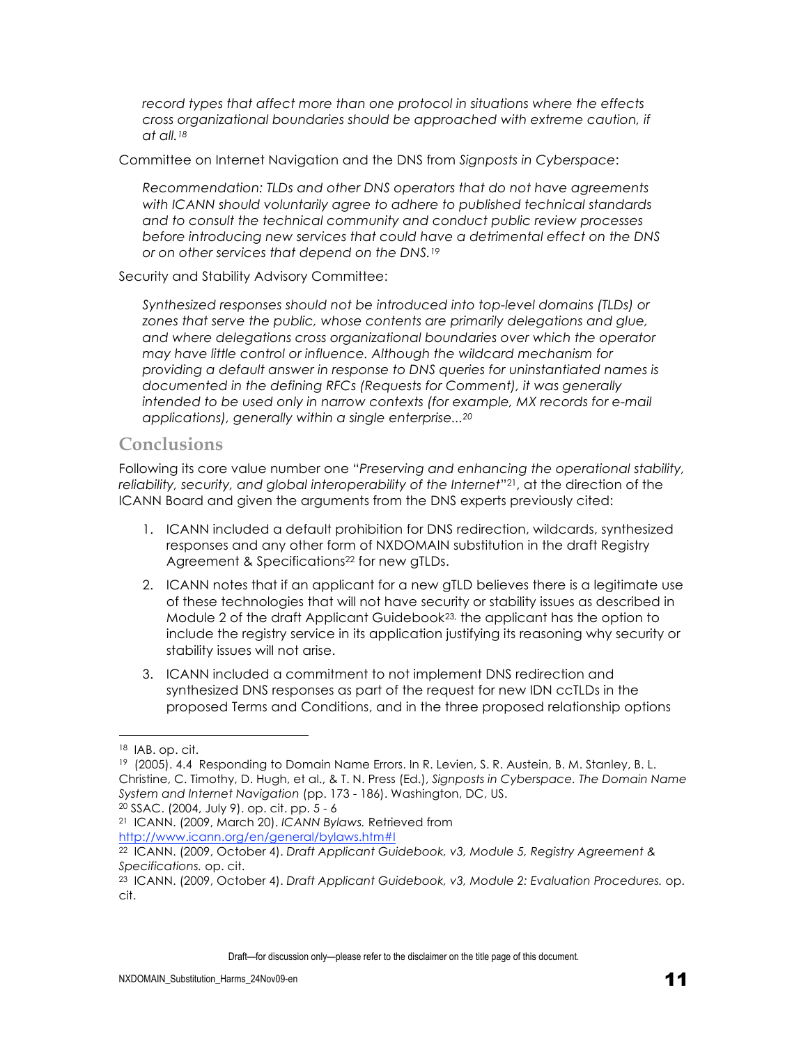> *record types that affect more than one protocol in situations where the effects cross organizational boundaries should be approached with extreme caution, if at all.*[18]

Committee on Internet Navigation and the DNS from *Signposts in Cyberspace*:

> *Recommendation: TLDs and other DNS operators that do not have agreements with ICANN should voluntarily agree to adhere to published technical standards and to consult the technical community and conduct public review processes before introducing new services that could have a detrimental effect on the DNS or on other services that depend on the DNS.*[19]

Security and Stability Advisory Committee:

> *Synthesized responses should not be introduced into top-level domains (TLDs) or zones that serve the public, whose contents are primarily delegations and glue, and where delegations cross organizational boundaries over which the operator may have little control or influence. Although the wildcard mechanism for providing a default answer in response to DNS queries for uninstantiated names is documented in the defining RFCs (Requests for Comment), it was generally intended to be used only in narrow contexts (for example, MX records for e-mail applications), generally within a single enterprise...*[20]

## Conclusions

Following its core value number one "*Preserving and enhancing the operational stability, reliability, security, and global interoperability of the Internet*"[21], at the direction of the ICANN Board and given the arguments from the DNS experts previously cited:

1. ICANN included a default prohibition for DNS redirection, wildcards, synthesized responses and any other form of NXDOMAIN substitution in the draft Registry Agreement & Specifications[22] for new gTLDs.
2. ICANN notes that if an applicant for a new gTLD believes there is a legitimate use of these technologies that will not have security or stability issues as described in Module 2 of the draft Applicant Guidebook[23], the applicant has the option to include the registry service in its application justifying its reasoning why security or stability issues will not arise.
3. ICANN included a commitment to not implement DNS redirection and synthesized DNS responses as part of the request for new IDN ccTLDs in the proposed Terms and Conditions, and in the three proposed relationship options

---

[18] IAB. op. cit.

[19] (2005). 4.4 Responding to Domain Name Errors. In R. Levien, S. R. Austein, B. M. Stanley, B. L. Christine, C. Timothy, D. Hugh, et al., & T. N. Press (Ed.), *Signposts in Cyberspace. The Domain Name System and Internet Navigation* (pp. 173 - 186). Washington, DC, US.

[20] SSAC. (2004, July 9). op. cit. pp. 5 - 6

[21] ICANN. (2009, March 20). *ICANN Bylaws.* Retrieved from http://www.icann.org/en/general/bylaws.htm#I

[22] ICANN. (2009, October 4). *Draft Applicant Guidebook, v3, Module 5, Registry Agreement & Specifications.* op. cit.

[23] ICANN. (2009, October 4). *Draft Applicant Guidebook, v3, Module 2: Evaluation Procedures.* op. cit.

Draft—for discussion only—please refer to the disclaimer on the title page of this document.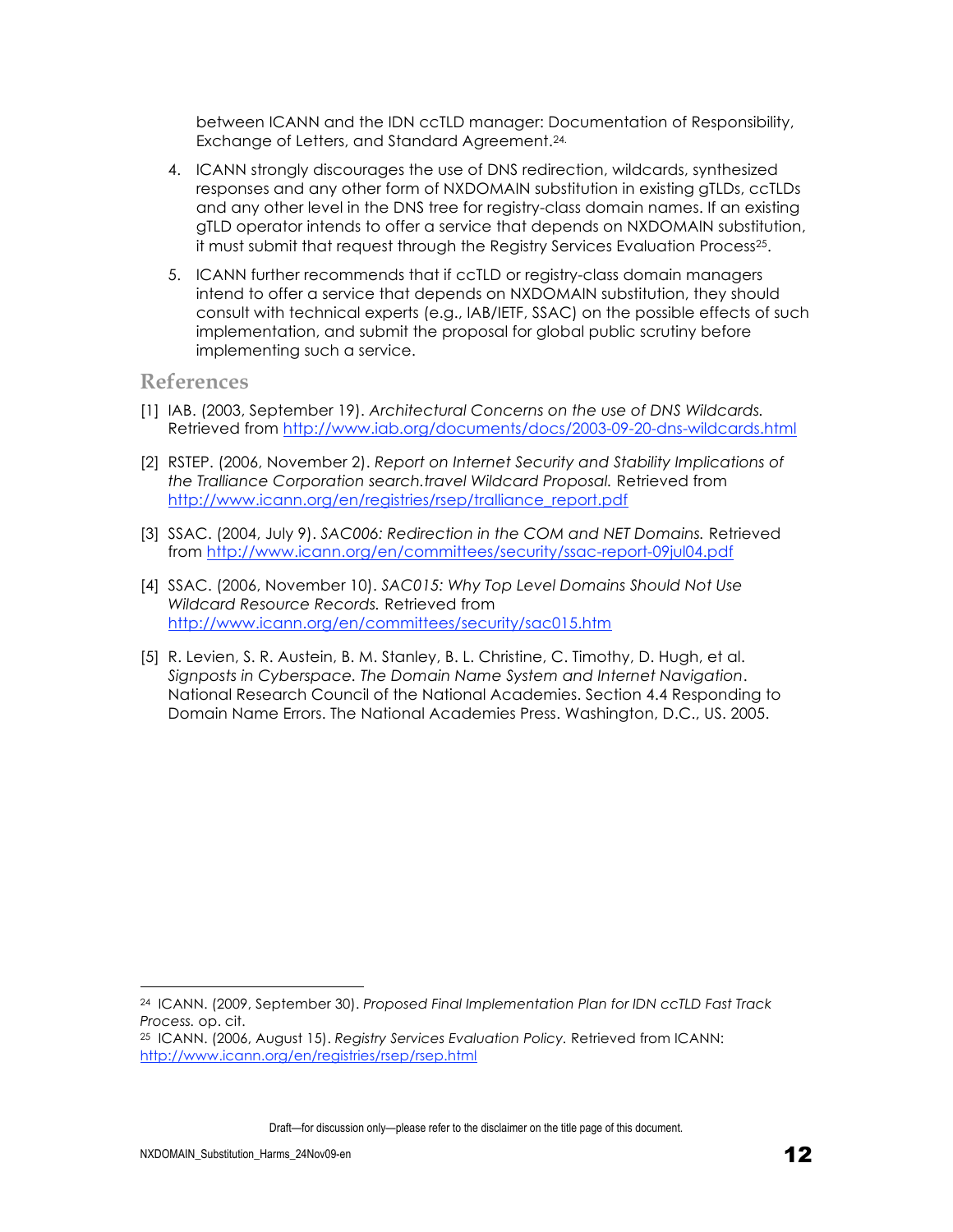between ICANN and the IDN ccTLD manager: Documentation of Responsibility, Exchange of Letters, and Standard Agreement.[24]

4. ICANN strongly discourages the use of DNS redirection, wildcards, synthesized responses and any other form of NXDOMAIN substitution in existing gTLDs, ccTLDs and any other level in the DNS tree for registry-class domain names. If an existing gTLD operator intends to offer a service that depends on NXDOMAIN substitution, it must submit that request through the Registry Services Evaluation Process[25].

5. ICANN further recommends that if ccTLD or registry-class domain managers intend to offer a service that depends on NXDOMAIN substitution, they should consult with technical experts (e.g., IAB/IETF, SSAC) on the possible effects of such implementation, and submit the proposal for global public scrutiny before implementing such a service.

## References

[1] IAB. (2003, September 19). *Architectural Concerns on the use of DNS Wildcards.* Retrieved from http://www.iab.org/documents/docs/2003-09-20-dns-wildcards.html

[2] RSTEP. (2006, November 2). *Report on Internet Security and Stability Implications of the Tralliance Corporation search.travel Wildcard Proposal.* Retrieved from http://www.icann.org/en/registries/rsep/tralliance_report.pdf

[3] SSAC. (2004, July 9). *SAC006: Redirection in the COM and NET Domains.* Retrieved from http://www.icann.org/en/committees/security/ssac-report-09jul04.pdf

[4] SSAC. (2006, November 10). *SAC015: Why Top Level Domains Should Not Use Wildcard Resource Records.* Retrieved from http://www.icann.org/en/committees/security/sac015.htm

[5] R. Levien, S. R. Austein, B. M. Stanley, B. L. Christine, C. Timothy, D. Hugh, et al. *Signposts in Cyberspace. The Domain Name System and Internet Navigation*. National Research Council of the National Academies. Section 4.4 Responding to Domain Name Errors. The National Academies Press. Washington, D.C., US. 2005.

---

[24] ICANN. (2009, September 30). *Proposed Final Implementation Plan for IDN ccTLD Fast Track Process.* op. cit.

[25] ICANN. (2006, August 15). *Registry Services Evaluation Policy.* Retrieved from ICANN: http://www.icann.org/en/registries/rsep/rsep.html

Draft—for discussion only—please refer to the disclaimer on the title page of this document.